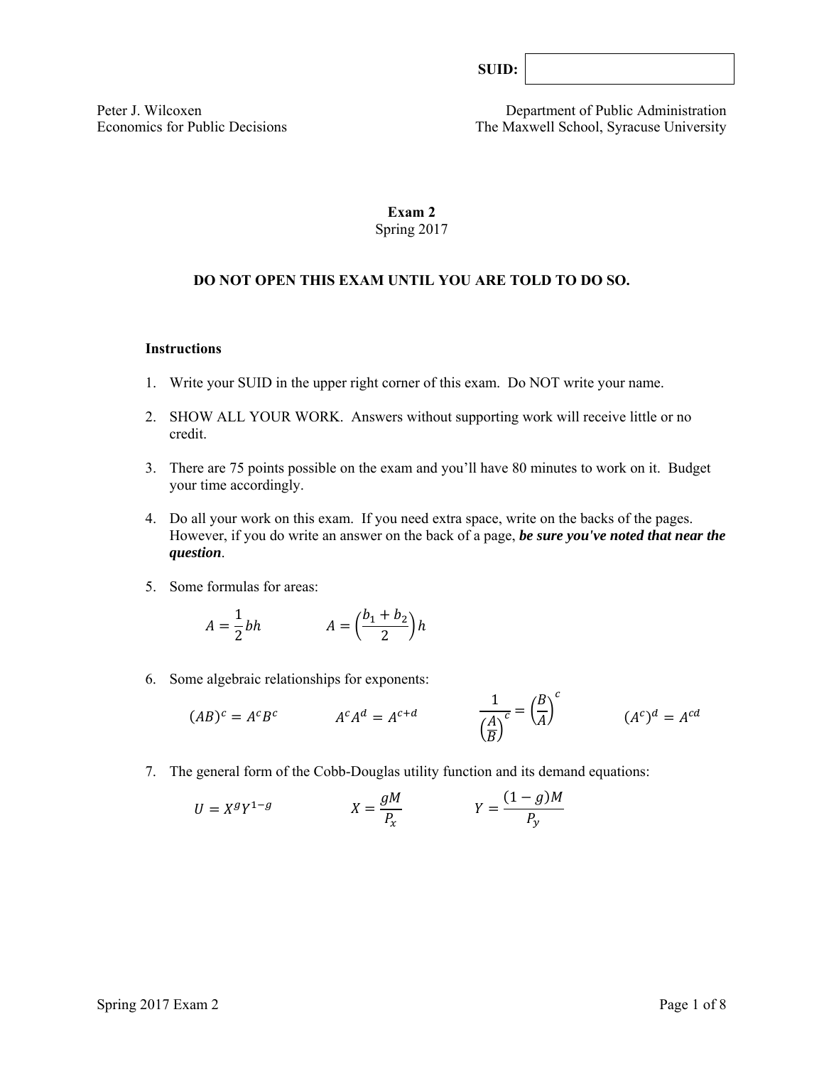**SUID:**

Peter J. Wilcoxen
Economics for Public Decisions

Department of Public Administration
The Maxwell School, Syracuse University

# Exam 2

Spring 2017

**DO NOT OPEN THIS EXAM UNTIL YOU ARE TOLD TO DO SO.**

## Instructions

1. Write your SUID in the upper right corner of this exam. Do NOT write your name.

2. SHOW ALL YOUR WORK. Answers without supporting work will receive little or no credit.

3. There are 75 points possible on the exam and you'll have 80 minutes to work on it. Budget your time accordingly.

4. Do all your work on this exam. If you need extra space, write on the backs of the pages. However, if you do write an answer on the back of a page, ***be sure you've noted that near the question***.

5. Some formulas for areas:

$$A = \frac{1}{2}bh \qquad A = \left(\frac{b_1 + b_2}{2}\right)h$$

6. Some algebraic relationships for exponents:

$$(AB)^c = A^c B^c \qquad A^c A^d = A^{c+d} \qquad \frac{1}{\left(\frac{A}{B}\right)^c} = \left(\frac{B}{A}\right)^c \qquad (A^c)^d = A^{cd}$$

7. The general form of the Cobb-Douglas utility function and its demand equations:

$$U = X^g Y^{1-g} \qquad X = \frac{gM}{P_x} \qquad Y = \frac{(1-g)M}{P_y}$$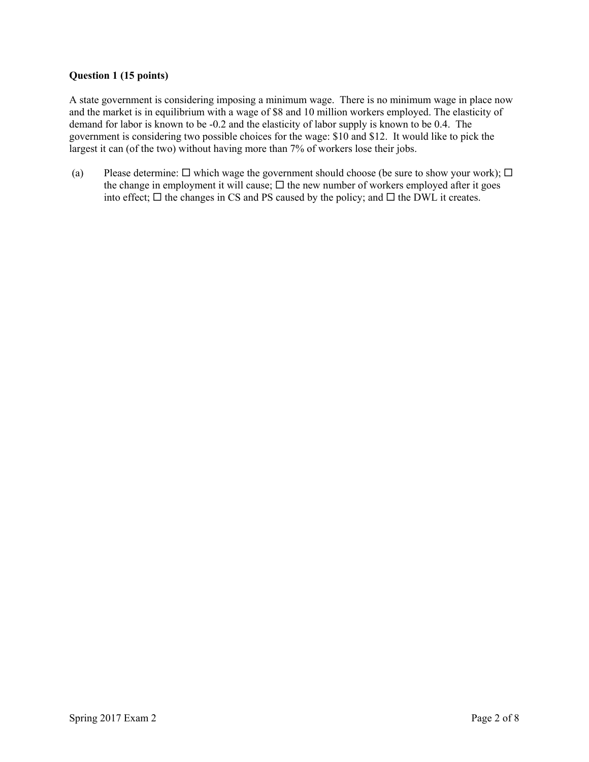**Question 1 (15 points)**

A state government is considering imposing a minimum wage. There is no minimum wage in place now and the market is in equilibrium with a wage of \$8 and 10 million workers employed. The elasticity of demand for labor is known to be -0.2 and the elasticity of labor supply is known to be 0.4. The government is considering two possible choices for the wage: \$10 and \$12. It would like to pick the largest it can (of the two) without having more than 7% of workers lose their jobs.

(a) Please determine: ☐ which wage the government should choose (be sure to show your work); ☐ the change in employment it will cause; ☐ the new number of workers employed after it goes into effect; ☐ the changes in CS and PS caused by the policy; and ☐ the DWL it creates.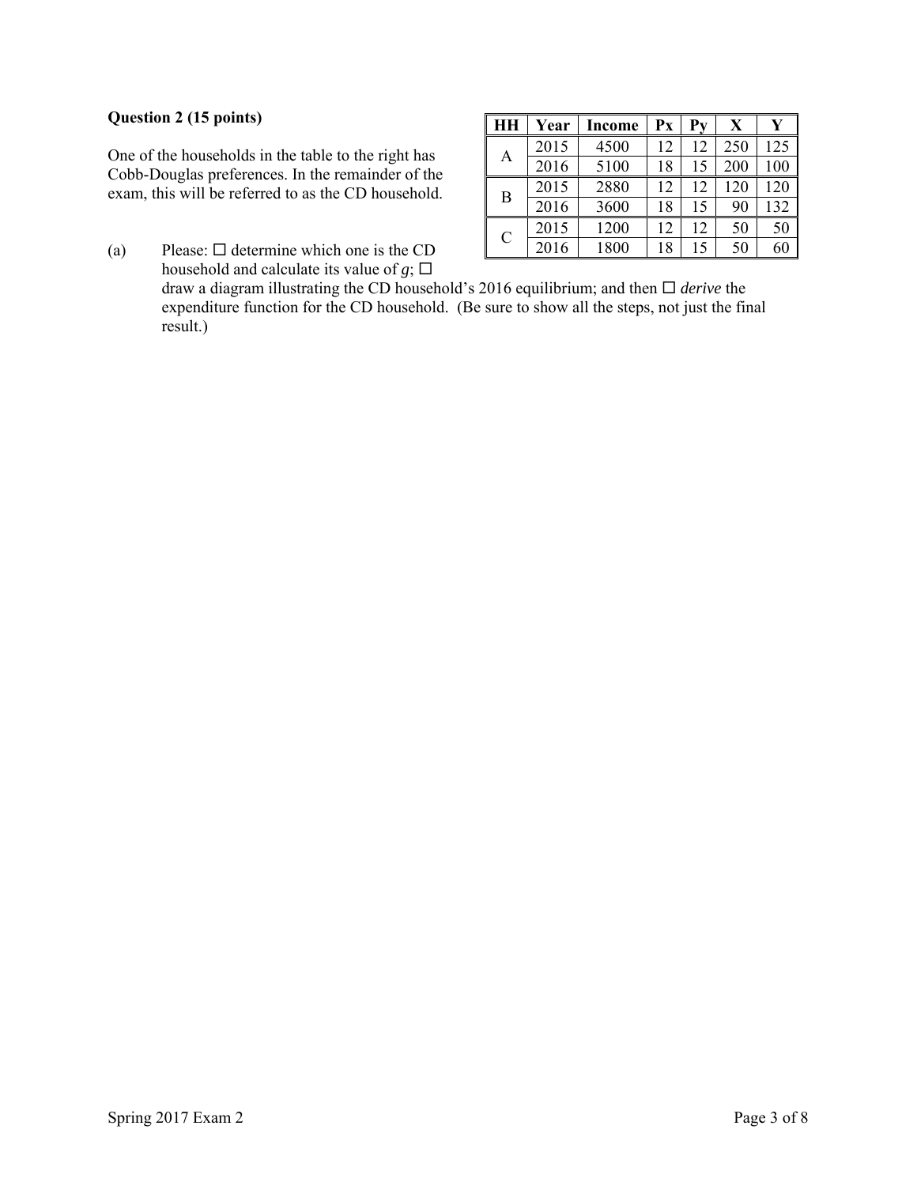**Question 2 (15 points)**

One of the households in the table to the right has Cobb-Douglas preferences. In the remainder of the exam, this will be referred to as the CD household.

| HH | Year | Income | Px | Py | X | Y |
|---|---|---|---|---|---|---|
| A | 2015 | 4500 | 12 | 12 | 250 | 125 |
| | 2016 | 5100 | 18 | 15 | 200 | 100 |
| B | 2015 | 2880 | 12 | 12 | 120 | 120 |
| | 2016 | 3600 | 18 | 15 | 90 | 132 |
| C | 2015 | 1200 | 12 | 12 | 50 | 50 |
| | 2016 | 1800 | 18 | 15 | 50 | 60 |

(a) Please: ☐ determine which one is the CD household and calculate its value of $g$; ☐ draw a diagram illustrating the CD household's 2016 equilibrium; and then ☐ *derive* the expenditure function for the CD household. (Be sure to show all the steps, not just the final result.)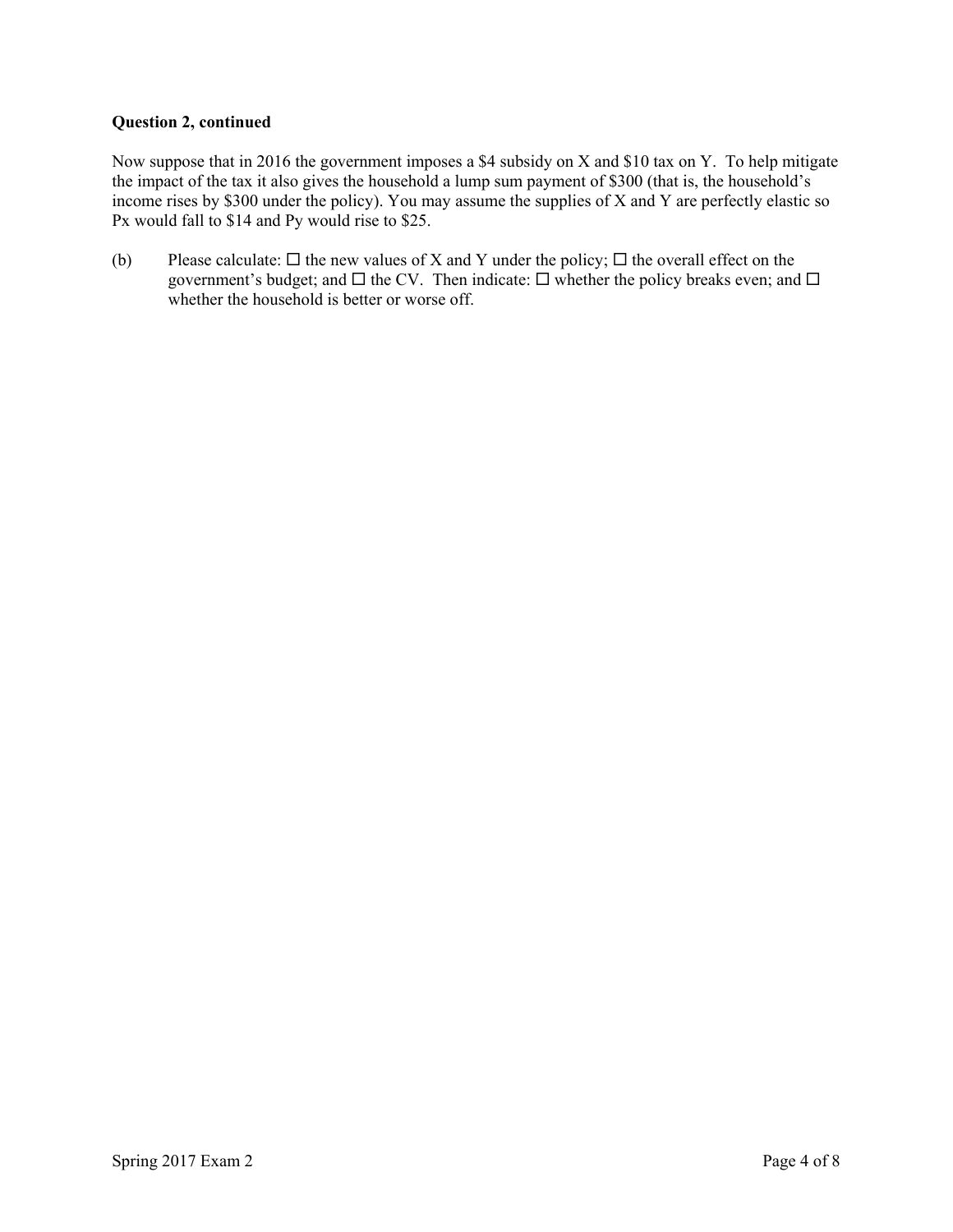**Question 2, continued**

Now suppose that in 2016 the government imposes a $4 subsidy on X and $10 tax on Y. To help mitigate the impact of the tax it also gives the household a lump sum payment of $300 (that is, the household's income rises by $300 under the policy). You may assume the supplies of X and Y are perfectly elastic so Px would fall to $14 and Py would rise to $25.

(b) Please calculate: ☐ the new values of X and Y under the policy; ☐ the overall effect on the government's budget; and ☐ the CV. Then indicate: ☐ whether the policy breaks even; and ☐ whether the household is better or worse off.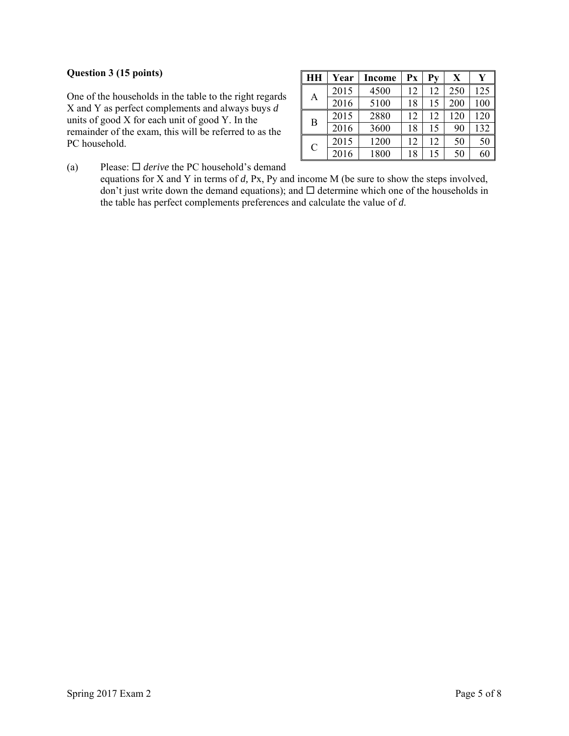**Question 3 (15 points)**

One of the households in the table to the right regards X and Y as perfect complements and always buys *d* units of good X for each unit of good Y. In the remainder of the exam, this will be referred to as the PC household.

| HH | Year | Income | Px | Py | X | Y |
|---|---|---|---|---|---|---|
| A | 2015 | 4500 | 12 | 12 | 250 | 125 |
| | 2016 | 5100 | 18 | 15 | 200 | 100 |
| B | 2015 | 2880 | 12 | 12 | 120 | 120 |
| | 2016 | 3600 | 18 | 15 | 90 | 132 |
| C | 2015 | 1200 | 12 | 12 | 50 | 50 |
| | 2016 | 1800 | 18 | 15 | 50 | 60 |

(a) Please: ☐ *derive* the PC household's demand equations for X and Y in terms of *d*, Px, Py and income M (be sure to show the steps involved, don't just write down the demand equations); and ☐ determine which one of the households in the table has perfect complements preferences and calculate the value of *d*.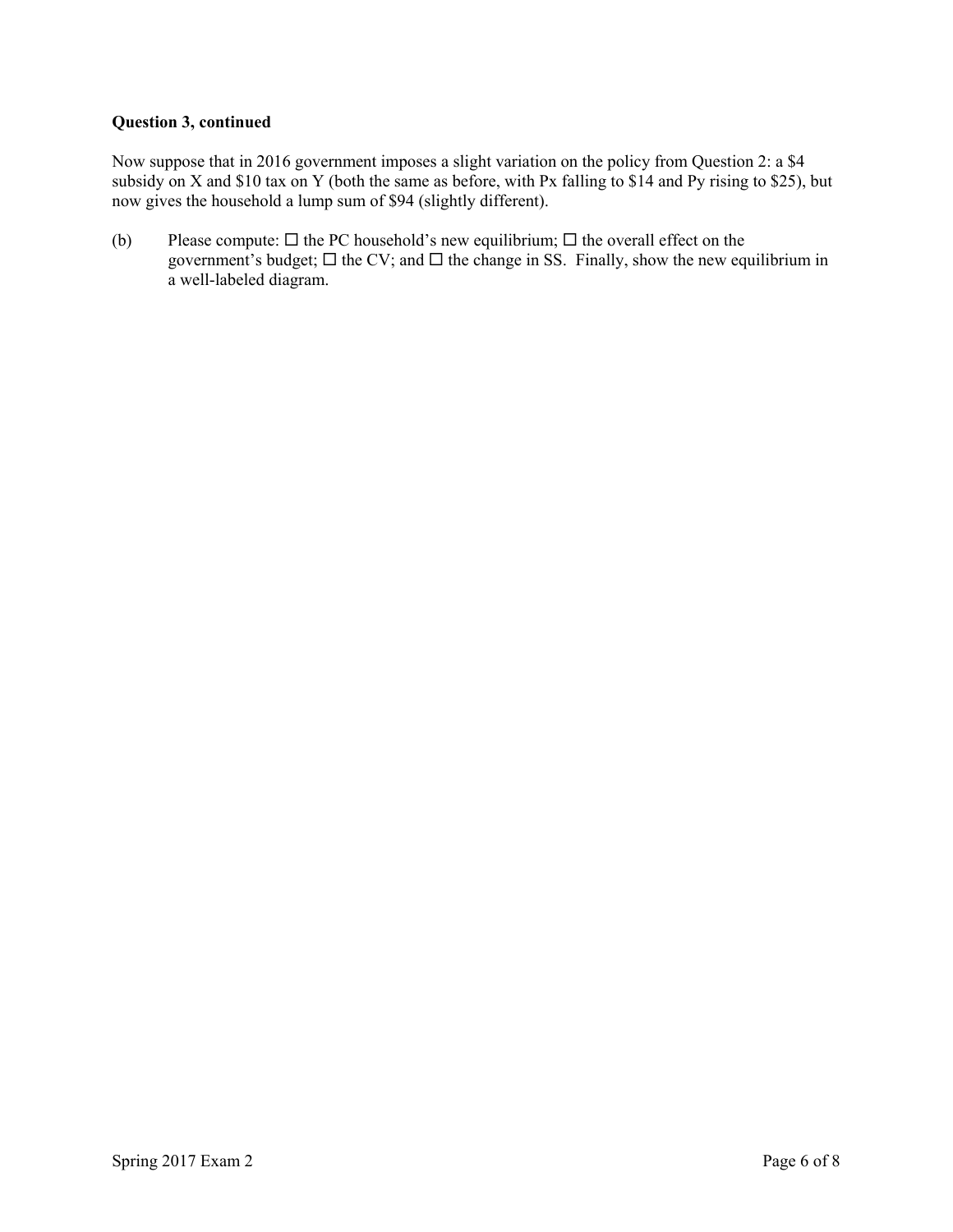**Question 3, continued**

Now suppose that in 2016 government imposes a slight variation on the policy from Question 2: a $4 subsidy on X and $10 tax on Y (both the same as before, with Px falling to $14 and Py rising to $25), but now gives the household a lump sum of $94 (slightly different).

(b) Please compute: ☐ the PC household's new equilibrium; ☐ the overall effect on the government's budget; ☐ the CV; and ☐ the change in SS. Finally, show the new equilibrium in a well-labeled diagram.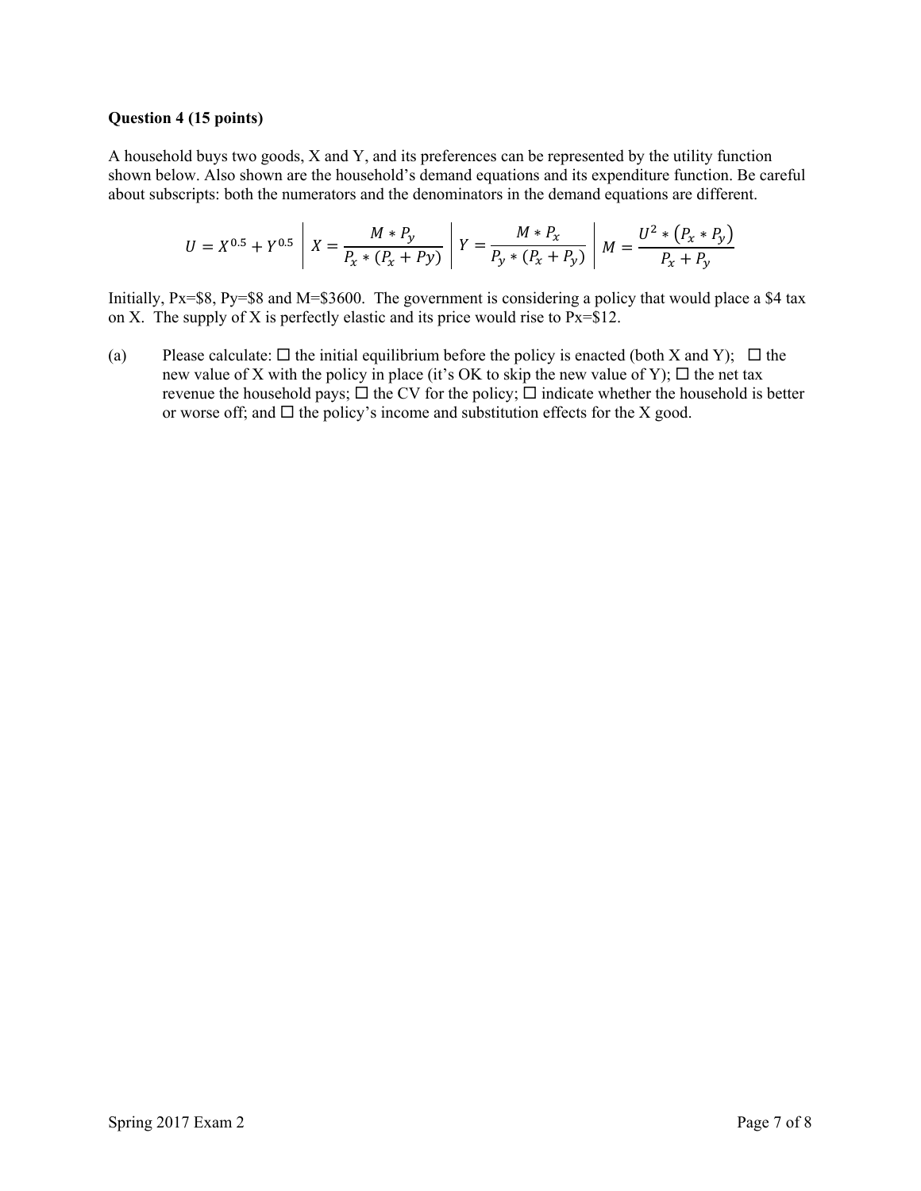**Question 4 (15 points)**

A household buys two goods, X and Y, and its preferences can be represented by the utility function shown below. Also shown are the household's demand equations and its expenditure function. Be careful about subscripts: both the numerators and the denominators in the demand equations are different.

$$U = X^{0.5} + Y^{0.5} \quad \Bigg| \quad X = \frac{M * P_y}{P_x * (P_x + Py)} \quad \Bigg| \quad Y = \frac{M * P_x}{P_y * (P_x + P_y)} \quad \Bigg| \quad M = \frac{U^2 * (P_x * P_y)}{P_x + P_y}$$

Initially, Px=\$8, Py=\$8 and M=\$3600. The government is considering a policy that would place a \$4 tax on X. The supply of X is perfectly elastic and its price would rise to Px=\$12.

(a) Please calculate: ☐ the initial equilibrium before the policy is enacted (both X and Y); ☐ the new value of X with the policy in place (it's OK to skip the new value of Y); ☐ the net tax revenue the household pays; ☐ the CV for the policy; ☐ indicate whether the household is better or worse off; and ☐ the policy's income and substitution effects for the X good.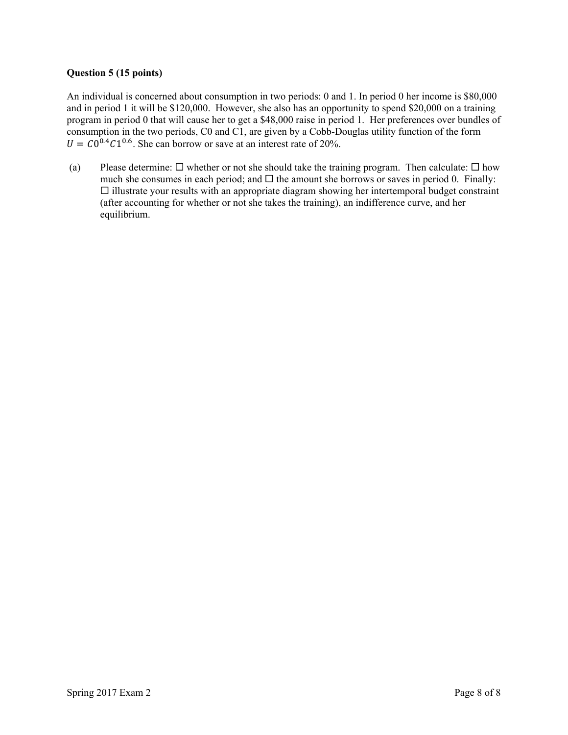**Question 5 (15 points)**

An individual is concerned about consumption in two periods: 0 and 1. In period 0 her income is \$80,000 and in period 1 it will be \$120,000. However, she also has an opportunity to spend \$20,000 on a training program in period 0 that will cause her to get a \$48,000 raise in period 1. Her preferences over bundles of consumption in the two periods, C0 and C1, are given by a Cobb-Douglas utility function of the form $U = C0^{0.4}C1^{0.6}$. She can borrow or save at an interest rate of 20%.

(a) Please determine: ☐ whether or not she should take the training program. Then calculate: ☐ how much she consumes in each period; and ☐ the amount she borrows or saves in period 0. Finally: ☐ illustrate your results with an appropriate diagram showing her intertemporal budget constraint (after accounting for whether or not she takes the training), an indifference curve, and her equilibrium.